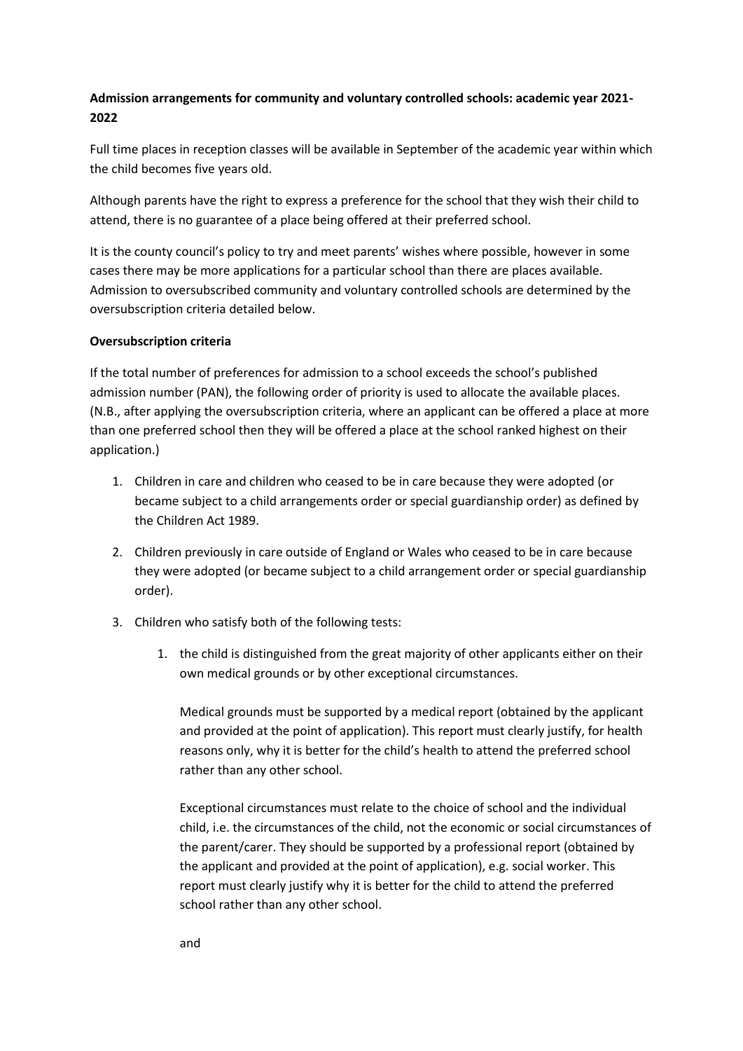**Admission arrangements for community and voluntary controlled schools: academic year 2021-2022**

Full time places in reception classes will be available in September of the academic year within which the child becomes five years old.

Although parents have the right to express a preference for the school that they wish their child to attend, there is no guarantee of a place being offered at their preferred school.

It is the county council's policy to try and meet parents' wishes where possible, however in some cases there may be more applications for a particular school than there are places available. Admission to oversubscribed community and voluntary controlled schools are determined by the oversubscription criteria detailed below.

**Oversubscription criteria**

If the total number of preferences for admission to a school exceeds the school's published admission number (PAN), the following order of priority is used to allocate the available places. (N.B., after applying the oversubscription criteria, where an applicant can be offered a place at more than one preferred school then they will be offered a place at the school ranked highest on their application.)

1. Children in care and children who ceased to be in care because they were adopted (or became subject to a child arrangements order or special guardianship order) as defined by the Children Act 1989.
2. Children previously in care outside of England or Wales who ceased to be in care because they were adopted (or became subject to a child arrangement order or special guardianship order).
3. Children who satisfy both of the following tests:
    1. the child is distinguished from the great majority of other applicants either on their own medical grounds or by other exceptional circumstances.

       Medical grounds must be supported by a medical report (obtained by the applicant and provided at the point of application). This report must clearly justify, for health reasons only, why it is better for the child's health to attend the preferred school rather than any other school.

       Exceptional circumstances must relate to the choice of school and the individual child, i.e. the circumstances of the child, not the economic or social circumstances of the parent/carer. They should be supported by a professional report (obtained by the applicant and provided at the point of application), e.g. social worker. This report must clearly justify why it is better for the child to attend the preferred school rather than any other school.

       and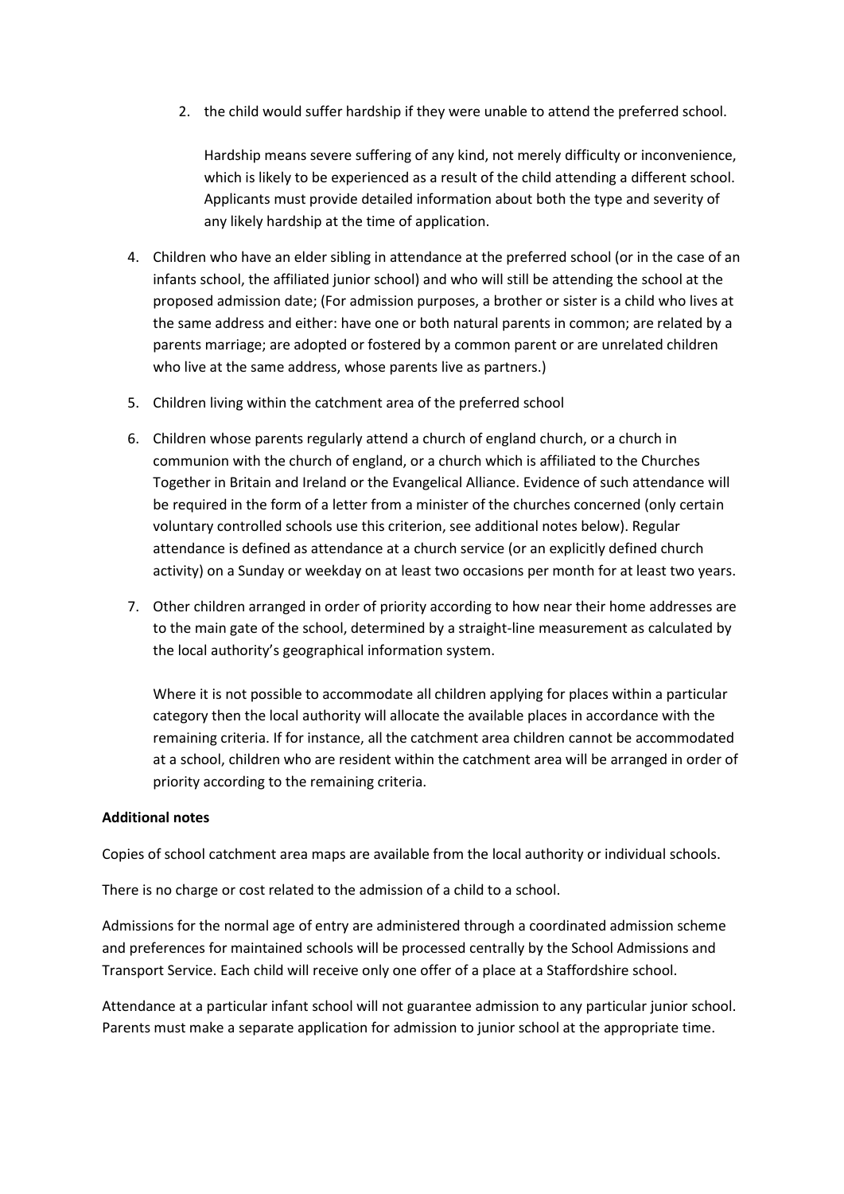2. the child would suffer hardship if they were unable to attend the preferred school.

   Hardship means severe suffering of any kind, not merely difficulty or inconvenience, which is likely to be experienced as a result of the child attending a different school. Applicants must provide detailed information about both the type and severity of any likely hardship at the time of application.

4. Children who have an elder sibling in attendance at the preferred school (or in the case of an infants school, the affiliated junior school) and who will still be attending the school at the proposed admission date; (For admission purposes, a brother or sister is a child who lives at the same address and either: have one or both natural parents in common; are related by a parents marriage; are adopted or fostered by a common parent or are unrelated children who live at the same address, whose parents live as partners.)

5. Children living within the catchment area of the preferred school

6. Children whose parents regularly attend a church of england church, or a church in communion with the church of england, or a church which is affiliated to the Churches Together in Britain and Ireland or the Evangelical Alliance. Evidence of such attendance will be required in the form of a letter from a minister of the churches concerned (only certain voluntary controlled schools use this criterion, see additional notes below). Regular attendance is defined as attendance at a church service (or an explicitly defined church activity) on a Sunday or weekday on at least two occasions per month for at least two years.

7. Other children arranged in order of priority according to how near their home addresses are to the main gate of the school, determined by a straight-line measurement as calculated by the local authority's geographical information system.

   Where it is not possible to accommodate all children applying for places within a particular category then the local authority will allocate the available places in accordance with the remaining criteria. If for instance, all the catchment area children cannot be accommodated at a school, children who are resident within the catchment area will be arranged in order of priority according to the remaining criteria.

**Additional notes**

Copies of school catchment area maps are available from the local authority or individual schools.

There is no charge or cost related to the admission of a child to a school.

Admissions for the normal age of entry are administered through a coordinated admission scheme and preferences for maintained schools will be processed centrally by the School Admissions and Transport Service. Each child will receive only one offer of a place at a Staffordshire school.

Attendance at a particular infant school will not guarantee admission to any particular junior school. Parents must make a separate application for admission to junior school at the appropriate time.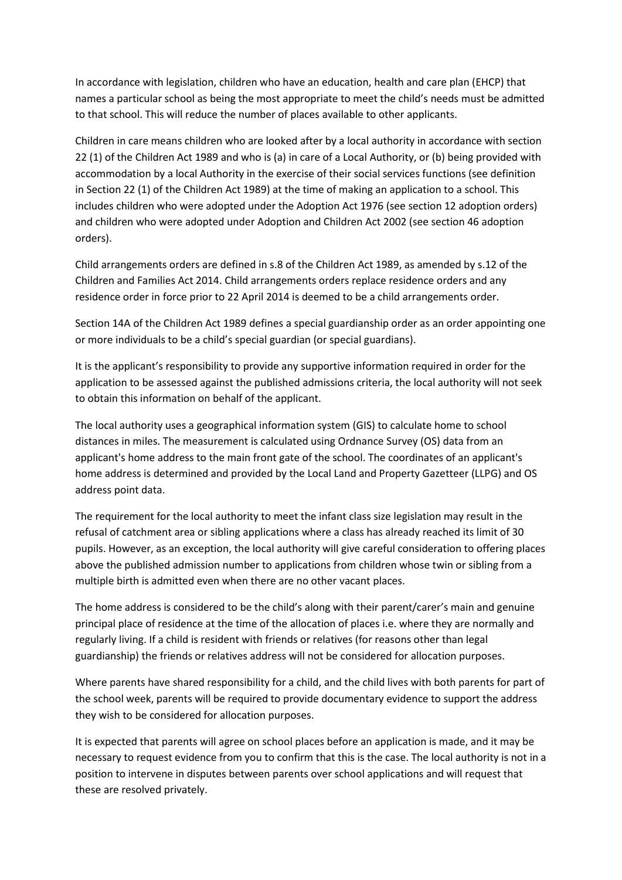In accordance with legislation, children who have an education, health and care plan (EHCP) that names a particular school as being the most appropriate to meet the child's needs must be admitted to that school. This will reduce the number of places available to other applicants.

Children in care means children who are looked after by a local authority in accordance with section 22 (1) of the Children Act 1989 and who is (a) in care of a Local Authority, or (b) being provided with accommodation by a local Authority in the exercise of their social services functions (see definition in Section 22 (1) of the Children Act 1989) at the time of making an application to a school. This includes children who were adopted under the Adoption Act 1976 (see section 12 adoption orders) and children who were adopted under Adoption and Children Act 2002 (see section 46 adoption orders).

Child arrangements orders are defined in s.8 of the Children Act 1989, as amended by s.12 of the Children and Families Act 2014. Child arrangements orders replace residence orders and any residence order in force prior to 22 April 2014 is deemed to be a child arrangements order.

Section 14A of the Children Act 1989 defines a special guardianship order as an order appointing one or more individuals to be a child's special guardian (or special guardians).

It is the applicant's responsibility to provide any supportive information required in order for the application to be assessed against the published admissions criteria, the local authority will not seek to obtain this information on behalf of the applicant.

The local authority uses a geographical information system (GIS) to calculate home to school distances in miles. The measurement is calculated using Ordnance Survey (OS) data from an applicant's home address to the main front gate of the school. The coordinates of an applicant's home address is determined and provided by the Local Land and Property Gazetteer (LLPG) and OS address point data.

The requirement for the local authority to meet the infant class size legislation may result in the refusal of catchment area or sibling applications where a class has already reached its limit of 30 pupils. However, as an exception, the local authority will give careful consideration to offering places above the published admission number to applications from children whose twin or sibling from a multiple birth is admitted even when there are no other vacant places.

The home address is considered to be the child's along with their parent/carer's main and genuine principal place of residence at the time of the allocation of places i.e. where they are normally and regularly living. If a child is resident with friends or relatives (for reasons other than legal guardianship) the friends or relatives address will not be considered for allocation purposes.

Where parents have shared responsibility for a child, and the child lives with both parents for part of the school week, parents will be required to provide documentary evidence to support the address they wish to be considered for allocation purposes.

It is expected that parents will agree on school places before an application is made, and it may be necessary to request evidence from you to confirm that this is the case. The local authority is not in a position to intervene in disputes between parents over school applications and will request that these are resolved privately.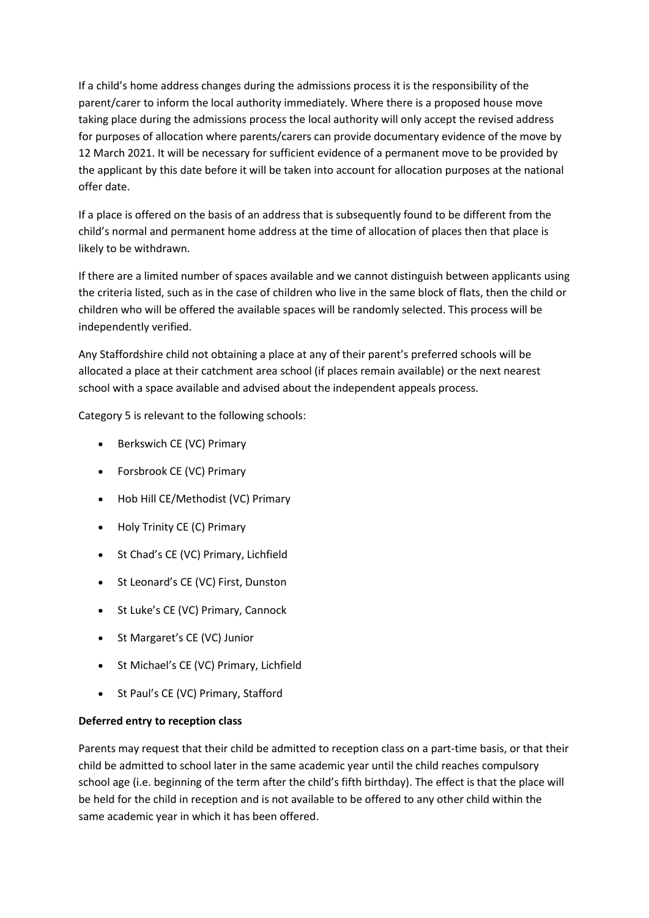If a child's home address changes during the admissions process it is the responsibility of the parent/carer to inform the local authority immediately. Where there is a proposed house move taking place during the admissions process the local authority will only accept the revised address for purposes of allocation where parents/carers can provide documentary evidence of the move by 12 March 2021. It will be necessary for sufficient evidence of a permanent move to be provided by the applicant by this date before it will be taken into account for allocation purposes at the national offer date.

If a place is offered on the basis of an address that is subsequently found to be different from the child's normal and permanent home address at the time of allocation of places then that place is likely to be withdrawn.

If there are a limited number of spaces available and we cannot distinguish between applicants using the criteria listed, such as in the case of children who live in the same block of flats, then the child or children who will be offered the available spaces will be randomly selected. This process will be independently verified.

Any Staffordshire child not obtaining a place at any of their parent's preferred schools will be allocated a place at their catchment area school (if places remain available) or the next nearest school with a space available and advised about the independent appeals process.

Category 5 is relevant to the following schools:

- Berkswich CE (VC) Primary
- Forsbrook CE (VC) Primary
- Hob Hill CE/Methodist (VC) Primary
- Holy Trinity CE (C) Primary
- St Chad's CE (VC) Primary, Lichfield
- St Leonard's CE (VC) First, Dunston
- St Luke's CE (VC) Primary, Cannock
- St Margaret's CE (VC) Junior
- St Michael's CE (VC) Primary, Lichfield
- St Paul's CE (VC) Primary, Stafford

**Deferred entry to reception class**

Parents may request that their child be admitted to reception class on a part-time basis, or that their child be admitted to school later in the same academic year until the child reaches compulsory school age (i.e. beginning of the term after the child's fifth birthday). The effect is that the place will be held for the child in reception and is not available to be offered to any other child within the same academic year in which it has been offered.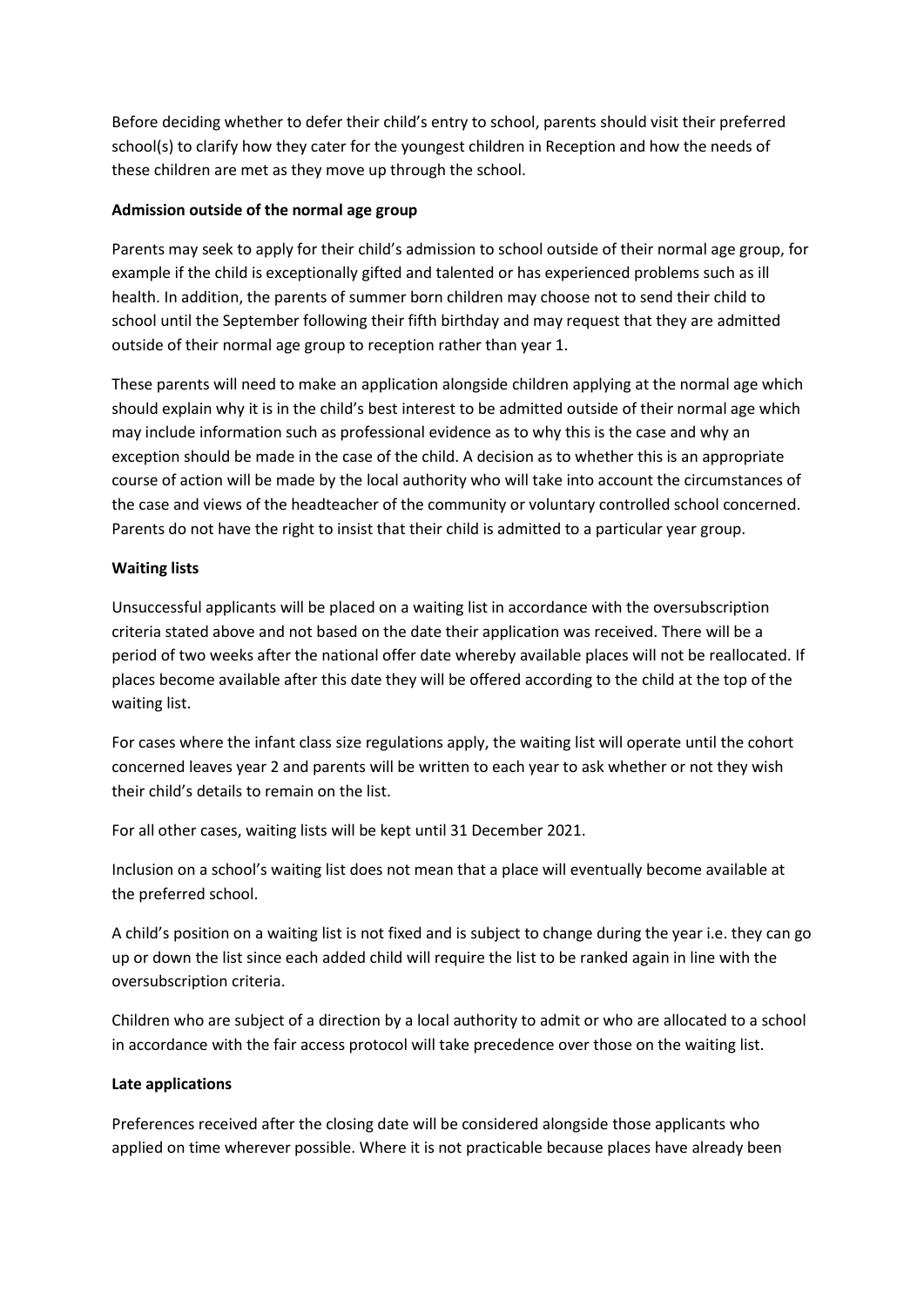Before deciding whether to defer their child's entry to school, parents should visit their preferred school(s) to clarify how they cater for the youngest children in Reception and how the needs of these children are met as they move up through the school.

**Admission outside of the normal age group**

Parents may seek to apply for their child's admission to school outside of their normal age group, for example if the child is exceptionally gifted and talented or has experienced problems such as ill health. In addition, the parents of summer born children may choose not to send their child to school until the September following their fifth birthday and may request that they are admitted outside of their normal age group to reception rather than year 1.

These parents will need to make an application alongside children applying at the normal age which should explain why it is in the child's best interest to be admitted outside of their normal age which may include information such as professional evidence as to why this is the case and why an exception should be made in the case of the child. A decision as to whether this is an appropriate course of action will be made by the local authority who will take into account the circumstances of the case and views of the headteacher of the community or voluntary controlled school concerned. Parents do not have the right to insist that their child is admitted to a particular year group.

**Waiting lists**

Unsuccessful applicants will be placed on a waiting list in accordance with the oversubscription criteria stated above and not based on the date their application was received. There will be a period of two weeks after the national offer date whereby available places will not be reallocated. If places become available after this date they will be offered according to the child at the top of the waiting list.

For cases where the infant class size regulations apply, the waiting list will operate until the cohort concerned leaves year 2 and parents will be written to each year to ask whether or not they wish their child's details to remain on the list.

For all other cases, waiting lists will be kept until 31 December 2021.

Inclusion on a school's waiting list does not mean that a place will eventually become available at the preferred school.

A child's position on a waiting list is not fixed and is subject to change during the year i.e. they can go up or down the list since each added child will require the list to be ranked again in line with the oversubscription criteria.

Children who are subject of a direction by a local authority to admit or who are allocated to a school in accordance with the fair access protocol will take precedence over those on the waiting list.

**Late applications**

Preferences received after the closing date will be considered alongside those applicants who applied on time wherever possible. Where it is not practicable because places have already been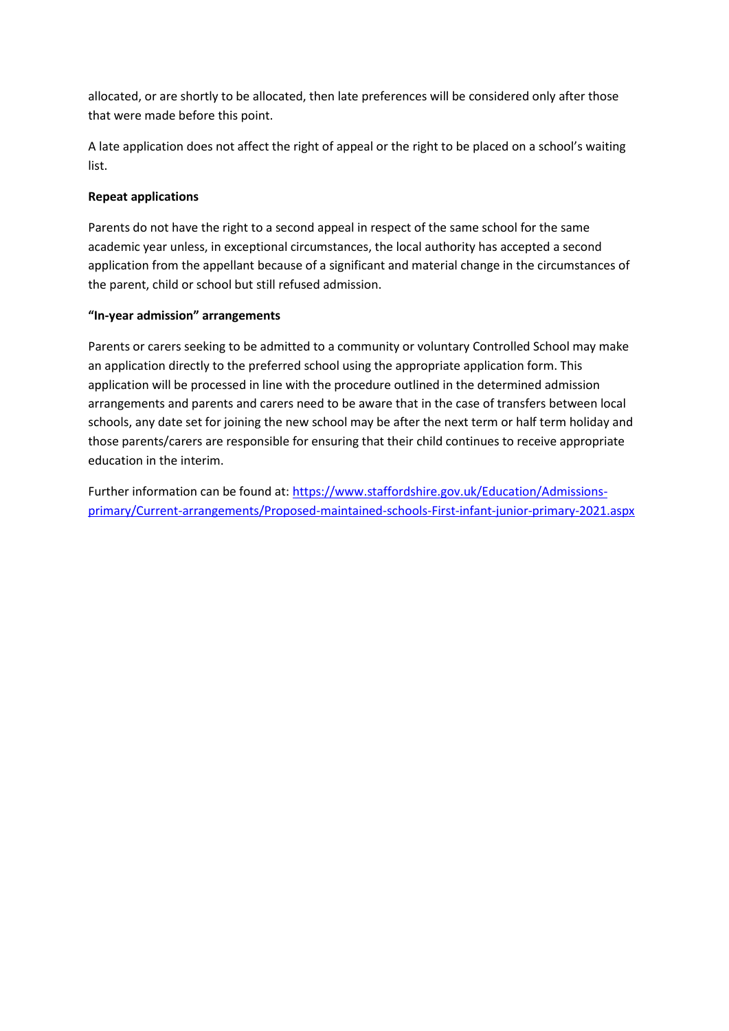allocated, or are shortly to be allocated, then late preferences will be considered only after those that were made before this point.

A late application does not affect the right of appeal or the right to be placed on a school's waiting list.

**Repeat applications**

Parents do not have the right to a second appeal in respect of the same school for the same academic year unless, in exceptional circumstances, the local authority has accepted a second application from the appellant because of a significant and material change in the circumstances of the parent, child or school but still refused admission.

**"In-year admission" arrangements**

Parents or carers seeking to be admitted to a community or voluntary Controlled School may make an application directly to the preferred school using the appropriate application form. This application will be processed in line with the procedure outlined in the determined admission arrangements and parents and carers need to be aware that in the case of transfers between local schools, any date set for joining the new school may be after the next term or half term holiday and those parents/carers are responsible for ensuring that their child continues to receive appropriate education in the interim.

Further information can be found at: [https://www.staffordshire.gov.uk/Education/Admissions-primary/Current-arrangements/Proposed-maintained-schools-First-infant-junior-primary-2021.aspx](https://www.staffordshire.gov.uk/Education/Admissions-primary/Current-arrangements/Proposed-maintained-schools-First-infant-junior-primary-2021.aspx)